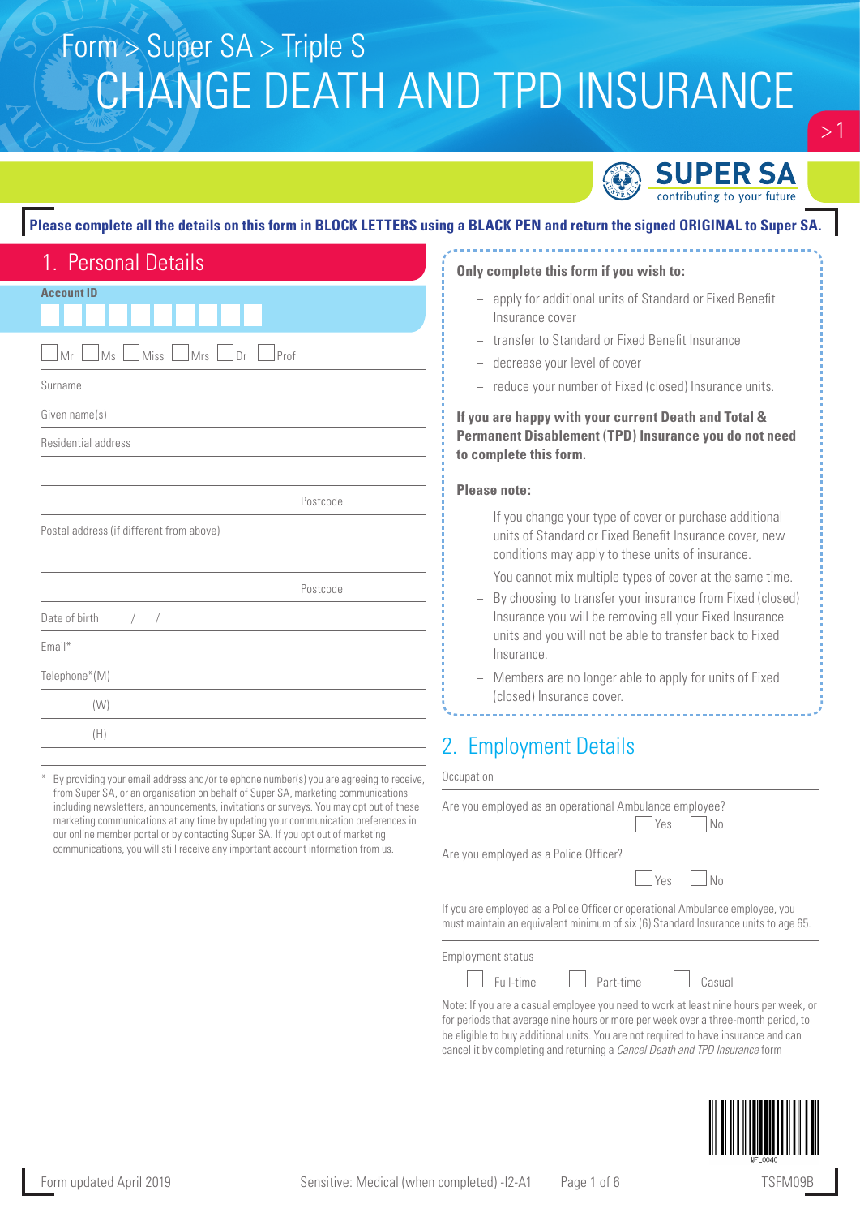Form > Super SA > Triple S

# CHANGE DEATH AND TPD INSURANCE

SUPER SA
contributing to your future

**Please complete all the details on this form in BLOCK LETTERS using a BLACK PEN and return the signed ORIGINAL to Super SA.**

## 1. Personal Details

**Account ID**

☐ Mr ☐ Ms ☐ Miss ☐ Mrs ☐ Dr ☐ Prof

Surname

Given name(s)

Residential address

Postcode

Postal address (if different from above)

Postcode

Date of birth / /

Email*

Telephone*(M)

(W)

(H)

\* By providing your email address and/or telephone number(s) you are agreeing to receive, from Super SA, or an organisation on behalf of Super SA, marketing communications including newsletters, announcements, invitations or surveys. You may opt out of these marketing communications at any time by updating your communication preferences in our online member portal or by contacting Super SA. If you opt out of marketing communications, you will still receive any important account information from us.

**Only complete this form if you wish to:**

- apply for additional units of Standard or Fixed Benefit Insurance cover
- transfer to Standard or Fixed Benefit Insurance
- decrease your level of cover
- reduce your number of Fixed (closed) Insurance units.

**If you are happy with your current Death and Total & Permanent Disablement (TPD) Insurance you do not need to complete this form.**

**Please note:**

- If you change your type of cover or purchase additional units of Standard or Fixed Benefit Insurance cover, new conditions may apply to these units of insurance.
- You cannot mix multiple types of cover at the same time.
- By choosing to transfer your insurance from Fixed (closed) Insurance you will be removing all your Fixed Insurance units and you will not be able to transfer back to Fixed Insurance.
- Members are no longer able to apply for units of Fixed (closed) Insurance cover.

## 2. Employment Details

Occupation

Are you employed as an operational Ambulance employee?
☐ Yes ☐ No

Are you employed as a Police Officer?
☐ Yes ☐ No

If you are employed as a Police Officer or operational Ambulance employee, you must maintain an equivalent minimum of six (6) Standard Insurance units to age 65.

Employment status

☐ Full-time ☐ Part-time ☐ Casual

Note: If you are a casual employee you need to work at least nine hours per week, or for periods that average nine hours or more per week over a three-month period, to be eligible to buy additional units. You are not required to have insurance and can cancel it by completing and returning a *Cancel Death and TPD Insurance* form

Form updated April 2019 Sensitive: Medical (when completed) -I2-A1 TSFM09B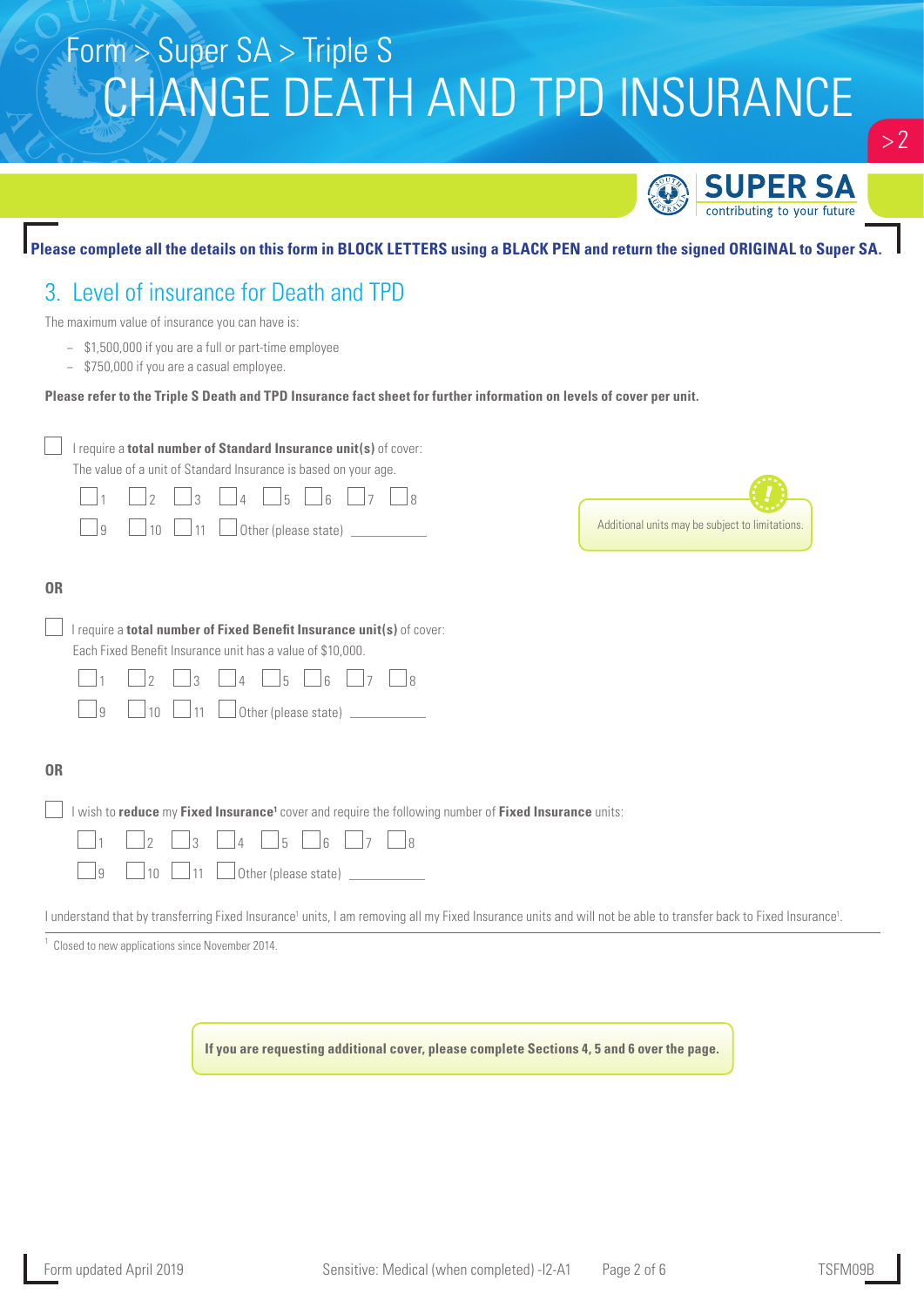# Form > Super SA > Triple S
# CHANGE DEATH AND TPD INSURANCE

**Please complete all the details on this form in BLOCK LETTERS using a BLACK PEN and return the signed ORIGINAL to Super SA.**

## 3. Level of insurance for Death and TPD

The maximum value of insurance you can have is:

- $1,500,000 if you are a full or part-time employee
- $750,000 if you are a casual employee.

**Please refer to the Triple S Death and TPD Insurance fact sheet for further information on levels of cover per unit.**

☐ I require a **total number of Standard Insurance unit(s)** of cover:
The value of a unit of Standard Insurance is based on your age.

☐ 1 ☐ 2 ☐ 3 ☐ 4 ☐ 5 ☐ 6 ☐ 7 ☐ 8
☐ 9 ☐ 10 ☐ 11 ☐ Other (please state) __________

Additional units may be subject to limitations.

**OR**

☐ I require a **total number of Fixed Benefit Insurance unit(s)** of cover:
Each Fixed Benefit Insurance unit has a value of $10,000.

☐ 1 ☐ 2 ☐ 3 ☐ 4 ☐ 5 ☐ 6 ☐ 7 ☐ 8
☐ 9 ☐ 10 ☐ 11 ☐ Other (please state) __________

**OR**

☐ I wish to **reduce** my **Fixed Insurance**[1] cover and require the following number of **Fixed Insurance** units:

☐ 1 ☐ 2 ☐ 3 ☐ 4 ☐ 5 ☐ 6 ☐ 7 ☐ 8
☐ 9 ☐ 10 ☐ 11 ☐ Other (please state) __________

I understand that by transferring Fixed Insurance[1] units, I am removing all my Fixed Insurance units and will not be able to transfer back to Fixed Insurance[1].

[1] Closed to new applications since November 2014.

**If you are requesting additional cover, please complete Sections 4, 5 and 6 over the page.**

Form updated April 2019 Sensitive: Medical (when completed) -I2-A1 TSFM09B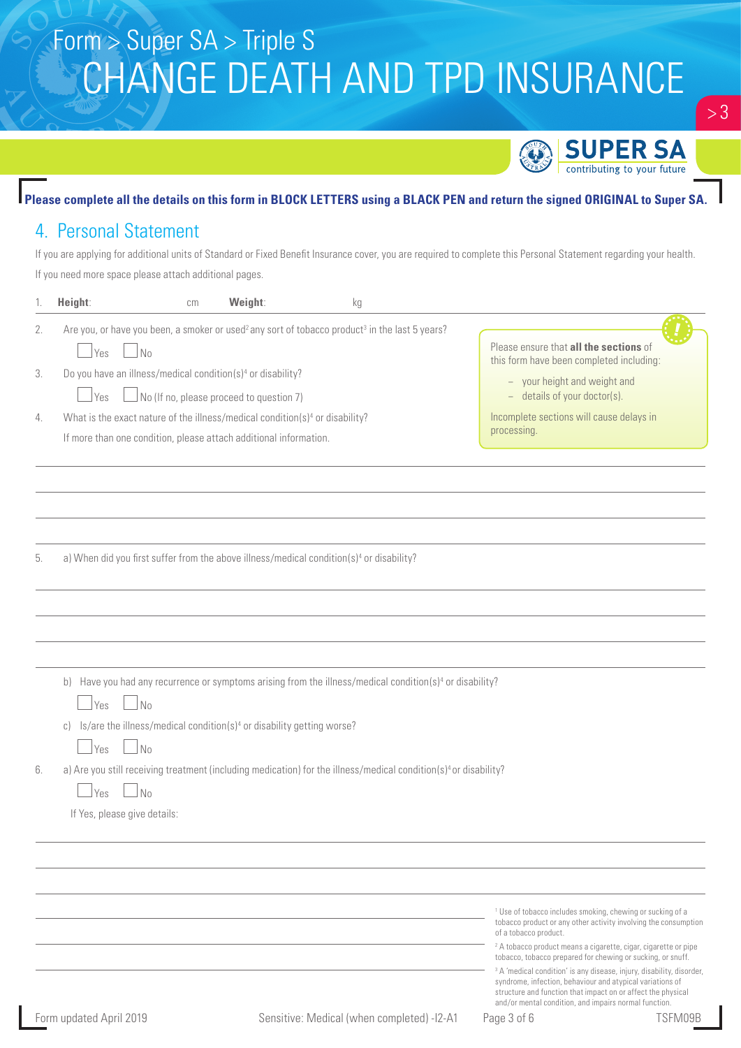# Form > Super SA > Triple S
# CHANGE DEATH AND TPD INSURANCE

**Please complete all the details on this form in BLOCK LETTERS using a BLACK PEN and return the signed ORIGINAL to Super SA.**

## 4. Personal Statement

If you are applying for additional units of Standard or Fixed Benefit Insurance cover, you are required to complete this Personal Statement regarding your health.

If you need more space please attach additional pages.

1. **Height**: cm **Weight**: kg

2. Are you, or have you been, a smoker or used[2] any sort of tobacco product[3] in the last 5 years?

   ☐ Yes ☐ No

3. Do you have an illness/medical condition(s)[4] or disability?

   ☐ Yes ☐ No (If no, please proceed to question 7)

4. What is the exact nature of the illness/medical condition(s)[4] or disability?

   If more than one condition, please attach additional information.

Please ensure that **all the sections** of this form have been completed including:

- your height and weight and
- details of your doctor(s).

Incomplete sections will cause delays in processing.

5. a) When did you first suffer from the above illness/medical condition(s)[4] or disability?

   b) Have you had any recurrence or symptoms arising from the illness/medical condition(s)[4] or disability?

   ☐ Yes ☐ No

   c) Is/are the illness/medical condition(s)[4] or disability getting worse?

   ☐ Yes ☐ No

6. a) Are you still receiving treatment (including medication) for the illness/medical condition(s)[4] or disability?

   ☐ Yes ☐ No

   If Yes, please give details:

[1] Use of tobacco includes smoking, chewing or sucking of a tobacco product or any other activity involving the consumption of a tobacco product.

[2] A tobacco product means a cigarette, cigar, cigarette or pipe tobacco, tobacco prepared for chewing or sucking, or snuff.

[3] A 'medical condition' is any disease, injury, disability, disorder, syndrome, infection, behaviour and atypical variations of structure and function that impact on or affect the physical and/or mental condition, and impairs normal function.

Form updated April 2019

Sensitive: Medical (when completed) -I2-A1

TSFM09B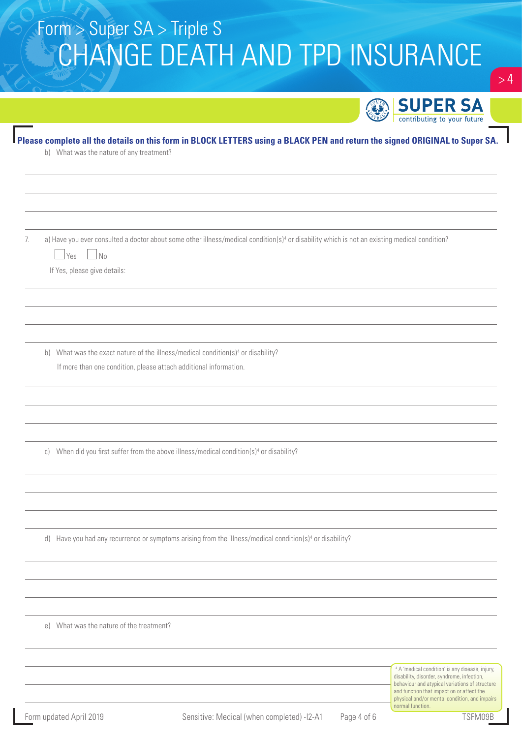# Form > Super SA > Triple S
# CHANGE DEATH AND TPD INSURANCE

**Please complete all the details on this form in BLOCK LETTERS using a BLACK PEN and return the signed ORIGINAL to Super SA.**

b) What was the nature of any treatment?

_______________________________________________

_______________________________________________

_______________________________________________

_______________________________________________

7. a) Have you ever consulted a doctor about some other illness/medical condition(s)[4] or disability which is not an existing medical condition?

☐ Yes ☐ No

If Yes, please give details:

_______________________________________________

_______________________________________________

_______________________________________________

_______________________________________________

b) What was the exact nature of the illness/medical condition(s)[4] or disability?

If more than one condition, please attach additional information.

_______________________________________________

_______________________________________________

_______________________________________________

_______________________________________________

c) When did you first suffer from the above illness/medical condition(s)[4] or disability?

_______________________________________________

_______________________________________________

_______________________________________________

_______________________________________________

d) Have you had any recurrence or symptoms arising from the illness/medical condition(s)[4] or disability?

_______________________________________________

_______________________________________________

_______________________________________________

_______________________________________________

e) What was the nature of the treatment?

_______________________________________________

_______________________________________________

_______________________________________________

[4] A 'medical condition' is any disease, injury, disability, disorder, syndrome, infection, behaviour and atypical variations of structure and function that impact on or affect the physical and/or mental condition, and impairs normal function.

Form updated April 2019 | Sensitive: Medical (when completed) -I2-A1 | TSFM09B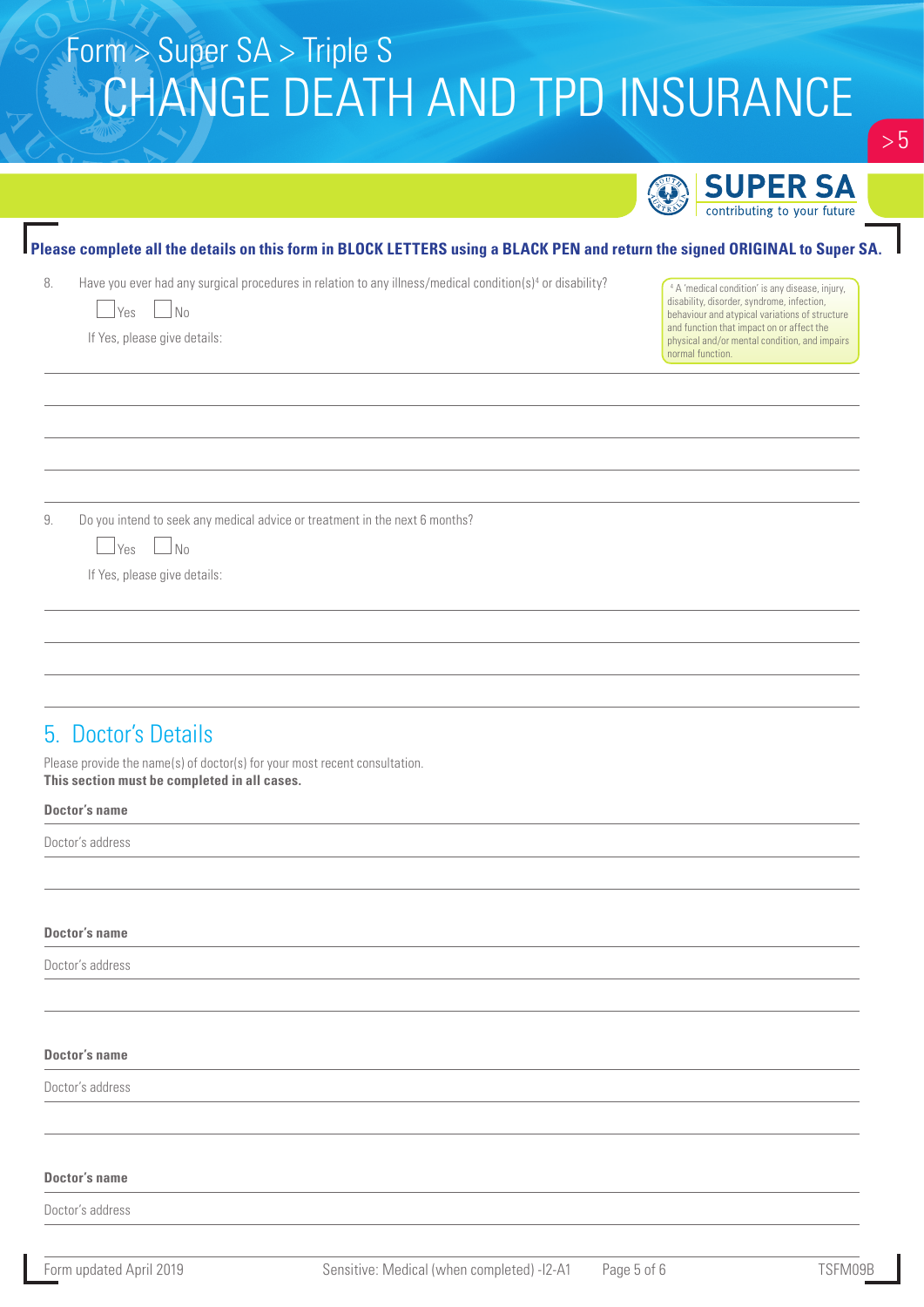**Please complete all the details on this form in BLOCK LETTERS using a BLACK PEN and return the signed ORIGINAL to Super SA.**

8. Have you ever had any surgical procedures in relation to any illness/medical condition(s)[4] or disability?

   ☐ Yes ☐ No

   If Yes, please give details:

[4] A 'medical condition' is any disease, injury, disability, disorder, syndrome, infection, behaviour and atypical variations of structure and function that impact on or affect the physical and/or mental condition, and impairs normal function.

9. Do you intend to seek any medical advice or treatment in the next 6 months?

   ☐ Yes ☐ No

   If Yes, please give details:

## 5. Doctor's Details

Please provide the name(s) of doctor(s) for your most recent consultation.
**This section must be completed in all cases.**

**Doctor's name**

Doctor's address

**Doctor's name**

Doctor's address

**Doctor's name**

Doctor's address

**Doctor's name**

Doctor's address

Form updated April 2019 | Sensitive: Medical (when completed) -I2-A1 | TSFM09B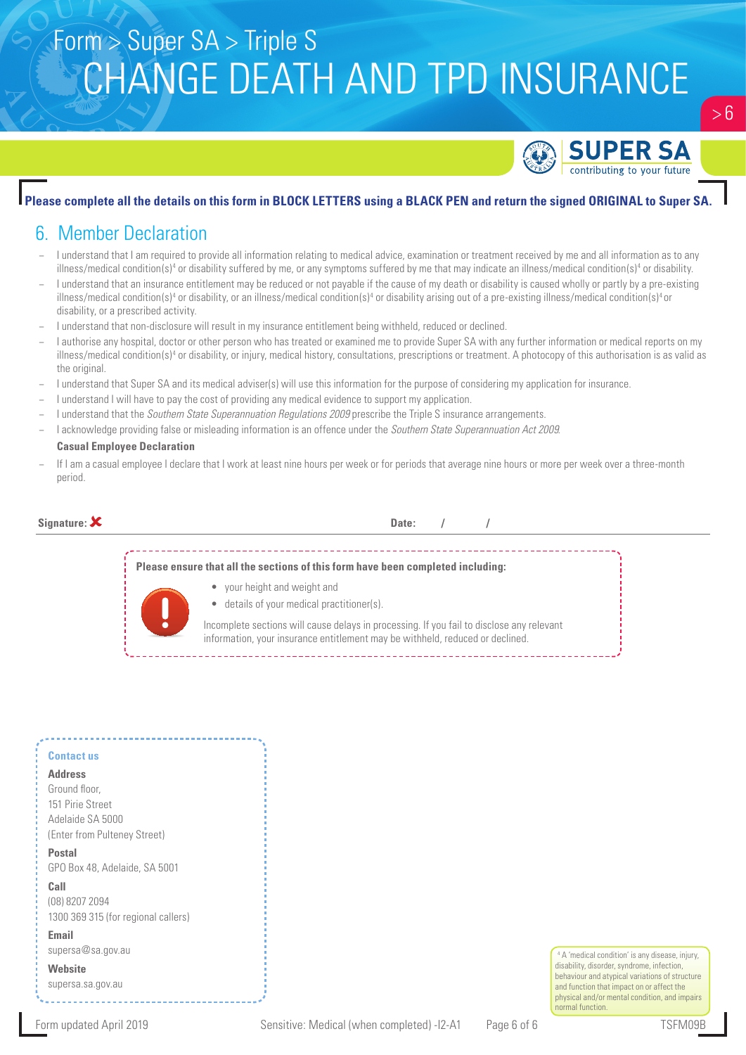# Form > Super SA > Triple S
# CHANGE DEATH AND TPD INSURANCE

**Please complete all the details on this form in BLOCK LETTERS using a BLACK PEN and return the signed ORIGINAL to Super SA.**

## 6. Member Declaration

- I understand that I am required to provide all information relating to medical advice, examination or treatment received by me and all information as to any illness/medical condition(s)[4] or disability suffered by me, or any symptoms suffered by me that may indicate an illness/medical condition(s)[4] or disability.
- I understand that an insurance entitlement may be reduced or not payable if the cause of my death or disability is caused wholly or partly by a pre-existing illness/medical condition(s)[4] or disability, or an illness/medical condition(s)[4] or disability arising out of a pre-existing illness/medical condition(s)[4] or disability, or a prescribed activity.
- I understand that non-disclosure will result in my insurance entitlement being withheld, reduced or declined.
- I authorise any hospital, doctor or other person who has treated or examined me to provide Super SA with any further information or medical reports on my illness/medical condition(s)[4] or disability, or injury, medical history, consultations, prescriptions or treatment. A photocopy of this authorisation is as valid as the original.
- I understand that Super SA and its medical adviser(s) will use this information for the purpose of considering my application for insurance.
- I understand I will have to pay the cost of providing any medical evidence to support my application.
- I understand that the *Southern State Superannuation Regulations 2009* prescribe the Triple S insurance arrangements.
- I acknowledge providing false or misleading information is an offence under the *Southern State Superannuation Act 2009*.

**Casual Employee Declaration**

- If I am a casual employee I declare that I work at least nine hours per week or for periods that average nine hours or more per week over a three-month period.

**Signature:** ✘ **Date:** / /

**Please ensure that all the sections of this form have been completed including:**

- your height and weight and
- details of your medical practitioner(s).

Incomplete sections will cause delays in processing. If you fail to disclose any relevant information, your insurance entitlement may be withheld, reduced or declined.

**Contact us**

**Address**
Ground floor,
151 Pirie Street
Adelaide SA 5000
(Enter from Pulteney Street)

**Postal**
GPO Box 48, Adelaide, SA 5001

**Call**
(08) 8207 2094
1300 369 315 (for regional callers)

**Email**
supersa@sa.gov.au

**Website**
supersa.sa.gov.au

[4] A 'medical condition' is any disease, injury, disability, disorder, syndrome, infection, behaviour and atypical variations of structure and function that impact on or affect the physical and/or mental condition, and impairs normal function.

Form updated April 2019 Sensitive: Medical (when completed) -I2-A1 TSFM09B